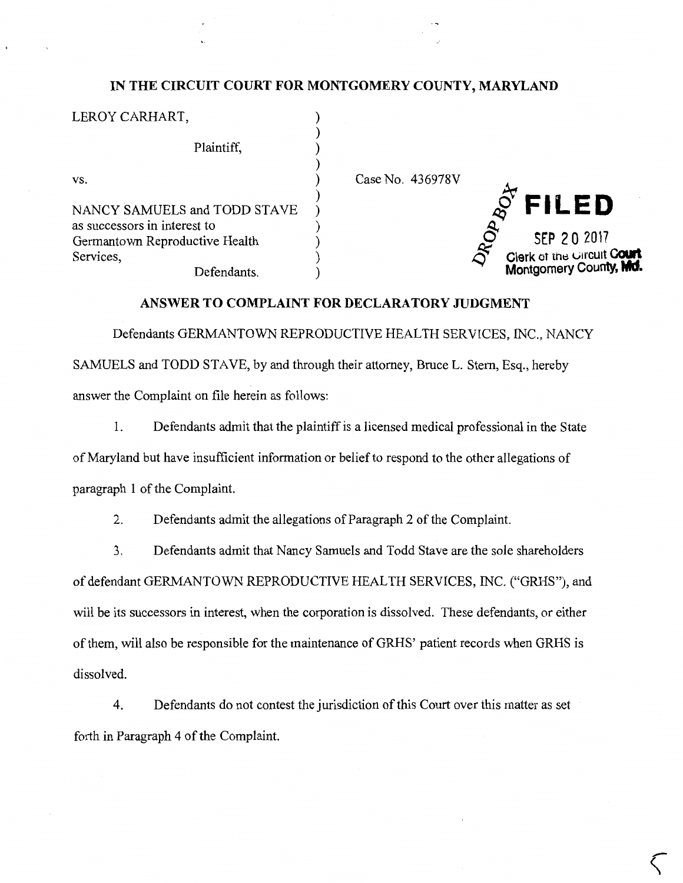# IN THE CIRCUIT COURT FOR MONTGOMERY COUNTY, MARYLAND

| | | |
|---|---|---|
| LEROY CARHART, | ) | |
| | ) | |
| Plaintiff, | ) | |
| | ) | |
| vs. | ) | Case No. 436978V |
| | ) | |
| NANCY SAMUELS and TODD STAVE | ) | |
| as successors in interest to | ) | |
| Germantown Reproductive Health | ) | |
| Services, | ) | |
| Defendants. | ) | |

DROP BOX **FILED** SEP 20 2017 Clerk of the Circuit Court Montgomery County, Md.

## ANSWER TO COMPLAINT FOR DECLARATORY JUDGMENT

Defendants GERMANTOWN REPRODUCTIVE HEALTH SERVICES, INC., NANCY SAMUELS and TODD STAVE, by and through their attorney, Bruce L. Stern, Esq., hereby answer the Complaint on file herein as follows:

1. Defendants admit that the plaintiff is a licensed medical professional in the State of Maryland but have insufficient information or belief to respond to the other allegations of paragraph 1 of the Complaint.

2. Defendants admit the allegations of Paragraph 2 of the Complaint.

3. Defendants admit that Nancy Samuels and Todd Stave are the sole shareholders of defendant GERMANTOWN REPRODUCTIVE HEALTH SERVICES, INC. ("GRHS"), and will be its successors in interest, when the corporation is dissolved. These defendants, or either of them, will also be responsible for the maintenance of GRHS' patient records when GRHS is dissolved.

4. Defendants do not contest the jurisdiction of this Court over this matter as set forth in Paragraph 4 of the Complaint.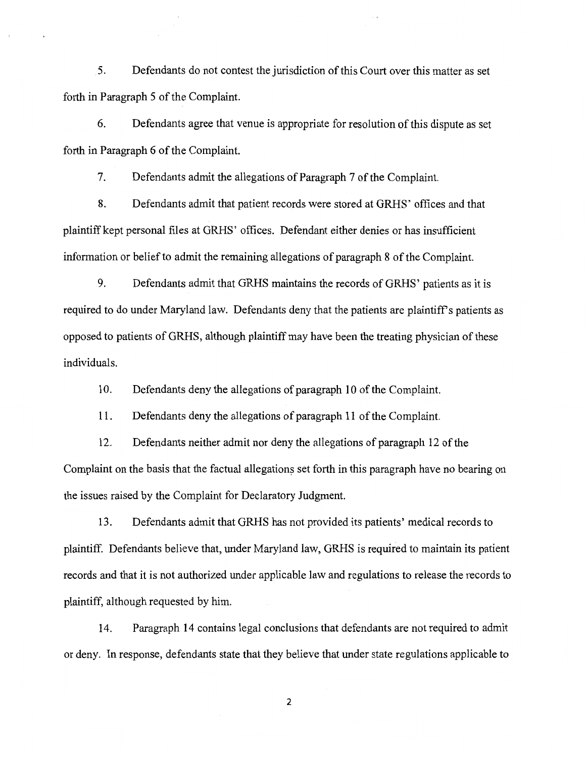5. Defendants do not contest the jurisdiction of this Court over this matter as set forth in Paragraph 5 of the Complaint.

6. Defendants agree that venue is appropriate for resolution of this dispute as set forth in Paragraph 6 of the Complaint.

7. Defendants admit the allegations of Paragraph 7 of the Complaint.

8. Defendants admit that patient records were stored at GRHS' offices and that plaintiff kept personal files at GRHS' offices. Defendant either denies or has insufficient information or belief to admit the remaining allegations of paragraph 8 of the Complaint.

9. Defendants admit that GRHS maintains the records of GRHS' patients as it is required to do under Maryland law. Defendants deny that the patients are plaintiff's patients as opposed to patients of GRHS, although plaintiff may have been the treating physician of these individuals.

10. Defendants deny the allegations of paragraph 10 of the Complaint.

11. Defendants deny the allegations of paragraph 11 of the Complaint.

12. Defendants neither admit nor deny the allegations of paragraph 12 of the Complaint on the basis that the factual allegations set forth in this paragraph have no bearing on the issues raised by the Complaint for Declaratory Judgment.

13. Defendants admit that GRHS has not provided its patients' medical records to plaintiff. Defendants believe that, under Maryland law, GRHS is required to maintain its patient records and that it is not authorized under applicable law and regulations to release the records to plaintiff, although requested by him.

14. Paragraph 14 contains legal conclusions that defendants are not required to admit or deny. In response, defendants state that they believe that under state regulations applicable to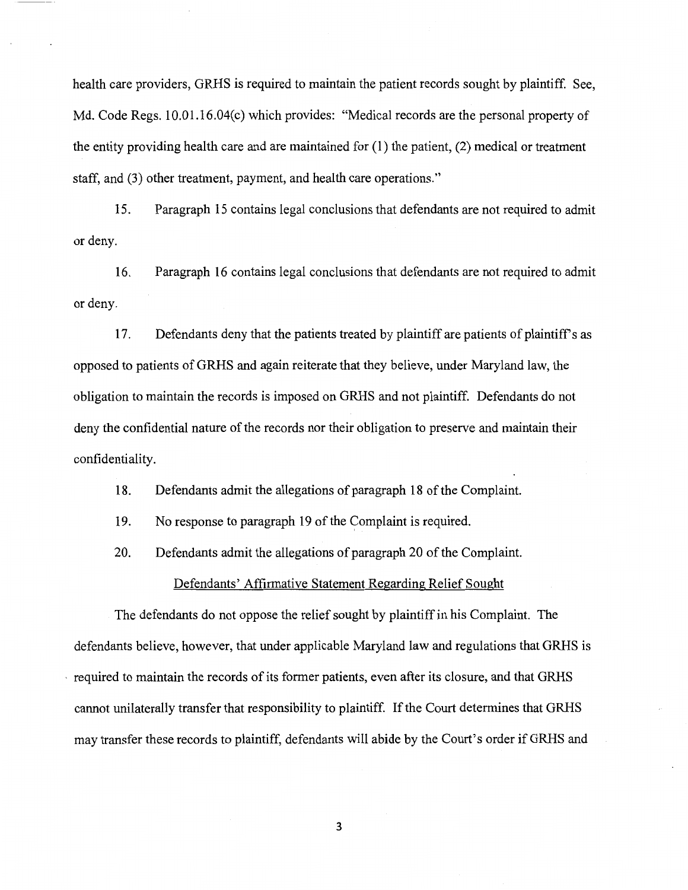health care providers, GRHS is required to maintain the patient records sought by plaintiff. See, Md. Code Regs. 10.01.16.04(c) which provides: "Medical records are the personal property of the entity providing health care and are maintained for (1) the patient, (2) medical or treatment staff, and (3) other treatment, payment, and health care operations."

15. Paragraph 15 contains legal conclusions that defendants are not required to admit or deny.

16. Paragraph 16 contains legal conclusions that defendants are not required to admit or deny.

17. Defendants deny that the patients treated by plaintiff are patients of plaintiff's as opposed to patients of GRHS and again reiterate that they believe, under Maryland law, the obligation to maintain the records is imposed on GRHS and not plaintiff. Defendants do not deny the confidential nature of the records nor their obligation to preserve and maintain their confidentiality.

18. Defendants admit the allegations of paragraph 18 of the Complaint.

19. No response to paragraph 19 of the Complaint is required.

20. Defendants admit the allegations of paragraph 20 of the Complaint.

Defendants' Affirmative Statement Regarding Relief Sought

The defendants do not oppose the relief sought by plaintiff in his Complaint. The defendants believe, however, that under applicable Maryland law and regulations that GRHS is required to maintain the records of its former patients, even after its closure, and that GRHS cannot unilaterally transfer that responsibility to plaintiff. If the Court determines that GRHS may transfer these records to plaintiff, defendants will abide by the Court's order if GRHS and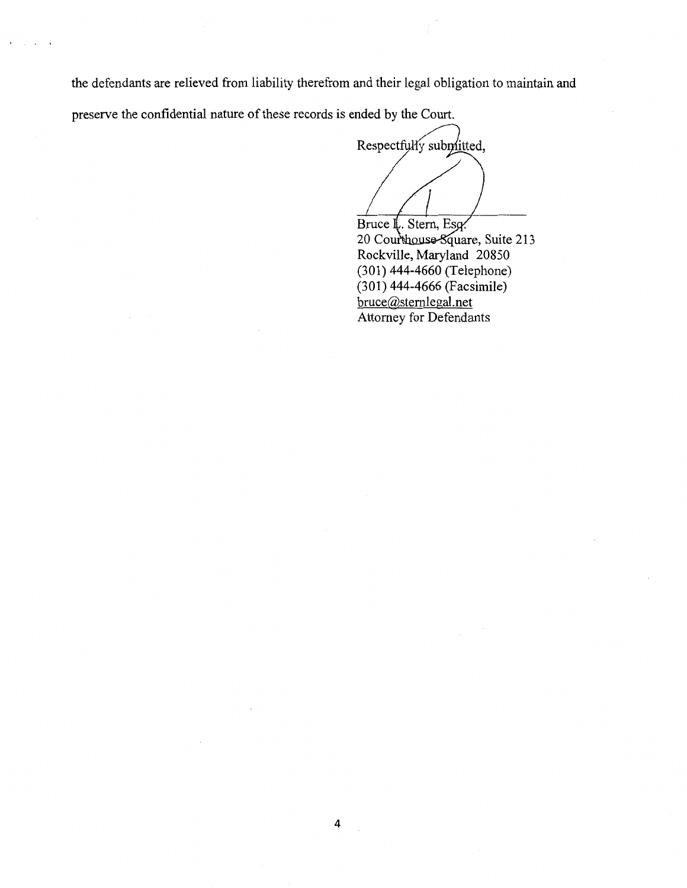the defendants are relieved from liability therefrom and their legal obligation to maintain and preserve the confidential nature of these records is ended by the Court.

Respectfully submitted,

Bruce L. Stern, Esq.  
20 Courthouse Square, Suite 213  
Rockville, Maryland 20850  
(301) 444-4660 (Telephone)  
(301) 444-4666 (Facsimile)  
bruce@sternlegal.net  
Attorney for Defendants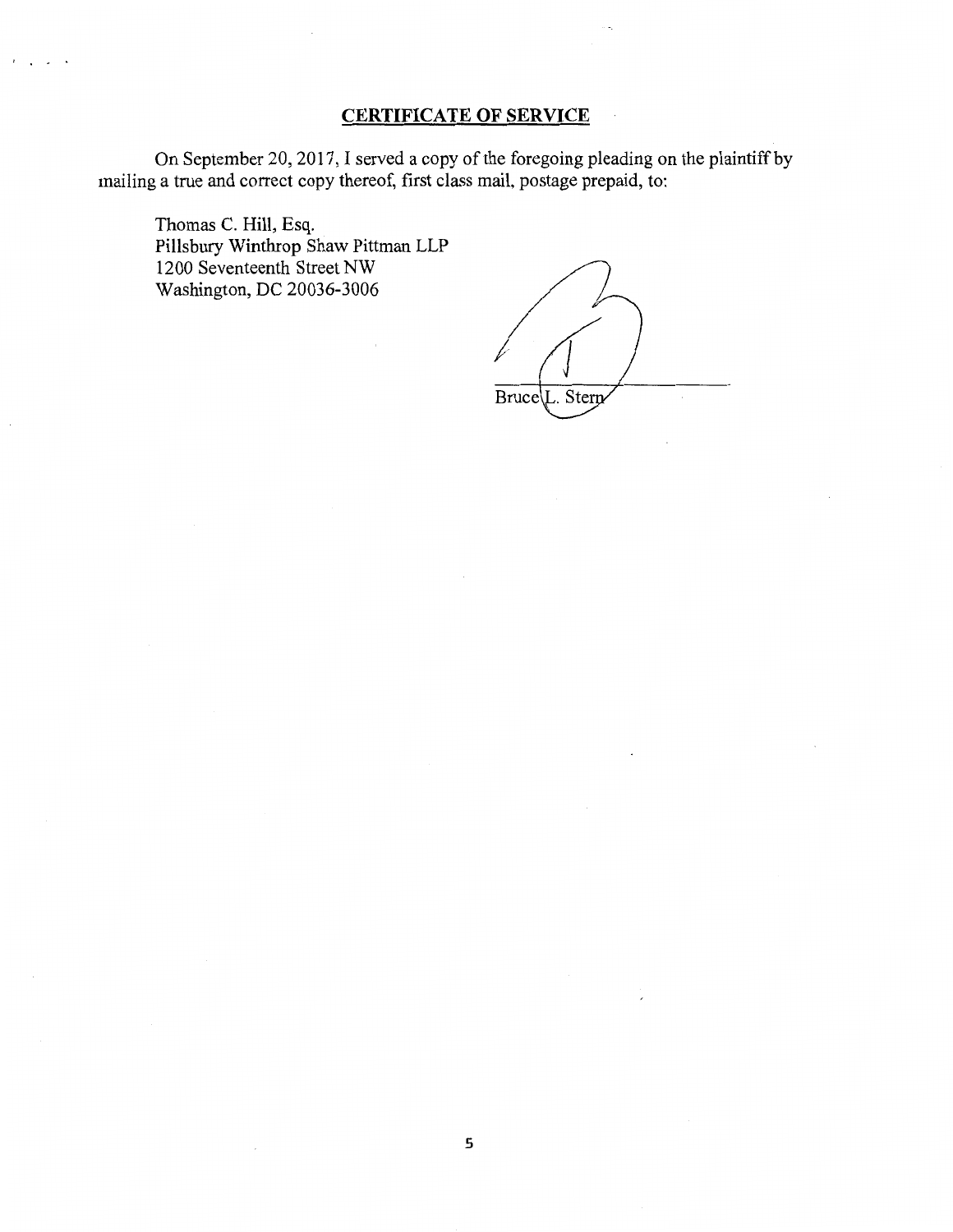## CERTIFICATE OF SERVICE

On September 20, 2017, I served a copy of the foregoing pleading on the plaintiff by mailing a true and correct copy thereof, first class mail, postage prepaid, to:

Thomas C. Hill, Esq.
Pillsbury Winthrop Shaw Pittman LLP
1200 Seventeenth Street NW
Washington, DC 20036-3006

Bruce L. Stern